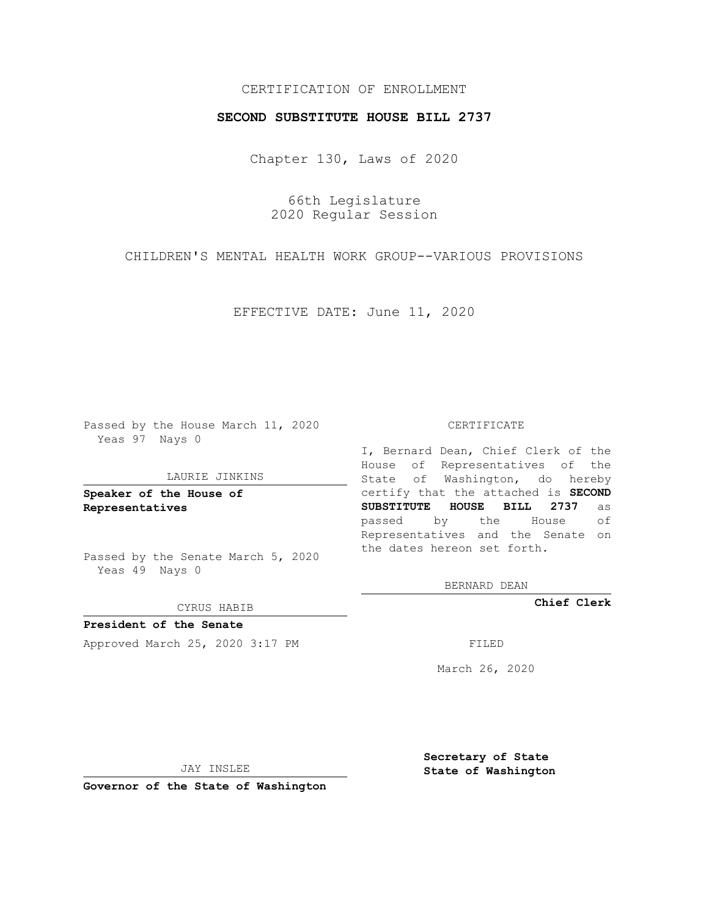CERTIFICATION OF ENROLLMENT

**SECOND SUBSTITUTE HOUSE BILL 2737**

Chapter 130, Laws of 2020

66th Legislature
2020 Regular Session

CHILDREN'S MENTAL HEALTH WORK GROUP--VARIOUS PROVISIONS

EFFECTIVE DATE: June 11, 2020

Passed by the House March 11, 2020
Yeas 97 Nays 0

LAURIE JINKINS

**Speaker of the House of Representatives**

Passed by the Senate March 5, 2020
Yeas 49 Nays 0

CYRUS HABIB

**President of the Senate**

Approved March 25, 2020 3:17 PM

JAY INSLEE

**Governor of the State of Washington**

CERTIFICATE

I, Bernard Dean, Chief Clerk of the House of Representatives of the State of Washington, do hereby certify that the attached is **SECOND SUBSTITUTE HOUSE BILL 2737** as passed by the House of Representatives and the Senate on the dates hereon set forth.

BERNARD DEAN

**Chief Clerk**

FILED

March 26, 2020

**Secretary of State**
**State of Washington**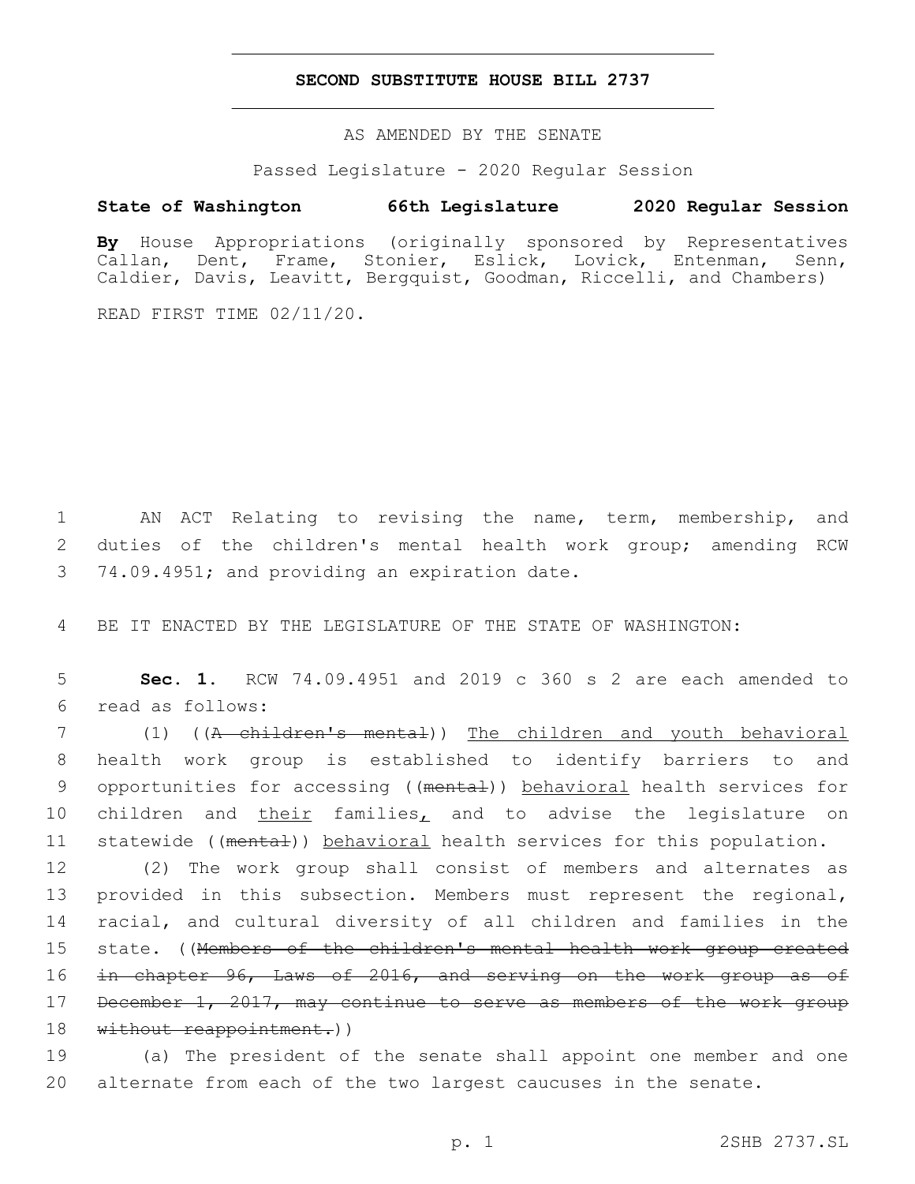# SECOND SUBSTITUTE HOUSE BILL 2737

AS AMENDED BY THE SENATE

Passed Legislature - 2020 Regular Session

**State of Washington 66th Legislature 2020 Regular Session**

**By** House Appropriations (originally sponsored by Representatives Callan, Dent, Frame, Stonier, Eslick, Lovick, Entenman, Senn, Caldier, Davis, Leavitt, Bergquist, Goodman, Riccelli, and Chambers)

READ FIRST TIME 02/11/20.

1 AN ACT Relating to revising the name, term, membership, and
2 duties of the children's mental health work group; amending RCW
3 74.09.4951; and providing an expiration date.

4 BE IT ENACTED BY THE LEGISLATURE OF THE STATE OF WASHINGTON:

5 **Sec. 1.** RCW 74.09.4951 and 2019 c 360 s 2 are each amended to
6 read as follows:

7 (1) ((~~A children's mental~~)) <u>The children and youth behavioral</u>
8 health work group is established to identify barriers to and
9 opportunities for accessing ((~~mental~~)) <u>behavioral</u> health services for
10 children and <u>their</u> families<u>,</u> and to advise the legislature on
11 statewide ((~~mental~~)) <u>behavioral</u> health services for this population.

12 (2) The work group shall consist of members and alternates as
13 provided in this subsection. Members must represent the regional,
14 racial, and cultural diversity of all children and families in the
15 state. ((~~Members of the children's mental health work group created~~
16 ~~in chapter 96, Laws of 2016, and serving on the work group as of~~
17 ~~December 1, 2017, may continue to serve as members of the work group~~
18 ~~without reappointment.~~))

19 (a) The president of the senate shall appoint one member and one
20 alternate from each of the two largest caucuses in the senate.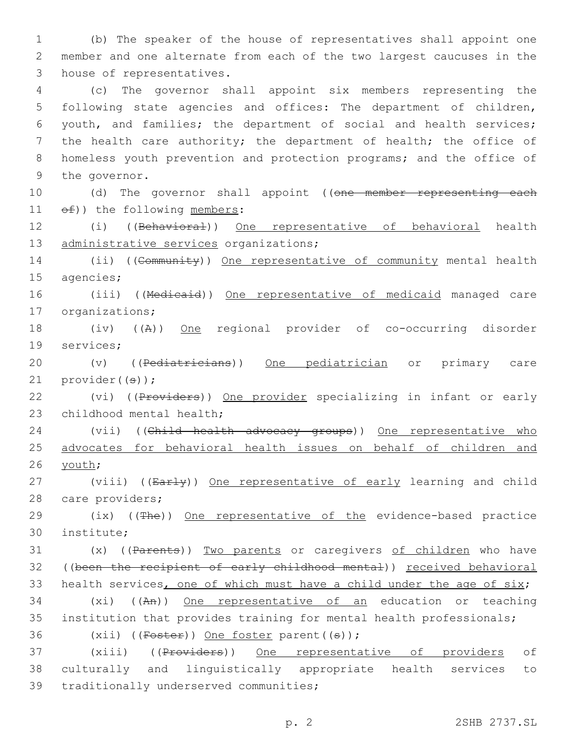(b) The speaker of the house of representatives shall appoint one member and one alternate from each of the two largest caucuses in the house of representatives.

(c) The governor shall appoint six members representing the following state agencies and offices: The department of children, youth, and families; the department of social and health services; the health care authority; the department of health; the office of homeless youth prevention and protection programs; and the office of the governor.

(d) The governor shall appoint ((~~one member representing each of~~)) the following members:

(i) ((~~Behavioral~~)) One representative of behavioral health administrative services organizations;

(ii) ((~~Community~~)) One representative of community mental health agencies;

(iii) ((~~Medicaid~~)) One representative of medicaid managed care organizations;

(iv) ((~~A~~)) One regional provider of co-occurring disorder services;

(v) ((~~Pediatricians~~)) One pediatrician or primary care provider((~~s~~));

(vi) ((~~Providers~~)) One provider specializing in infant or early childhood mental health;

(vii) ((~~Child health advocacy groups~~)) One representative who advocates for behavioral health issues on behalf of children and youth;

(viii) ((~~Early~~)) One representative of early learning and child care providers;

(ix) ((~~The~~)) One representative of the evidence-based practice institute;

(x) ((~~Parents~~)) Two parents or caregivers of children who have ((~~been the recipient of early childhood mental~~)) received behavioral health services, one of which must have a child under the age of six;

(xi) ((~~An~~)) One representative of an education or teaching institution that provides training for mental health professionals;

(xii) ((~~Foster~~)) One foster parent((~~s~~));

(xiii) ((~~Providers~~)) One representative of providers of culturally and linguistically appropriate health services to traditionally underserved communities;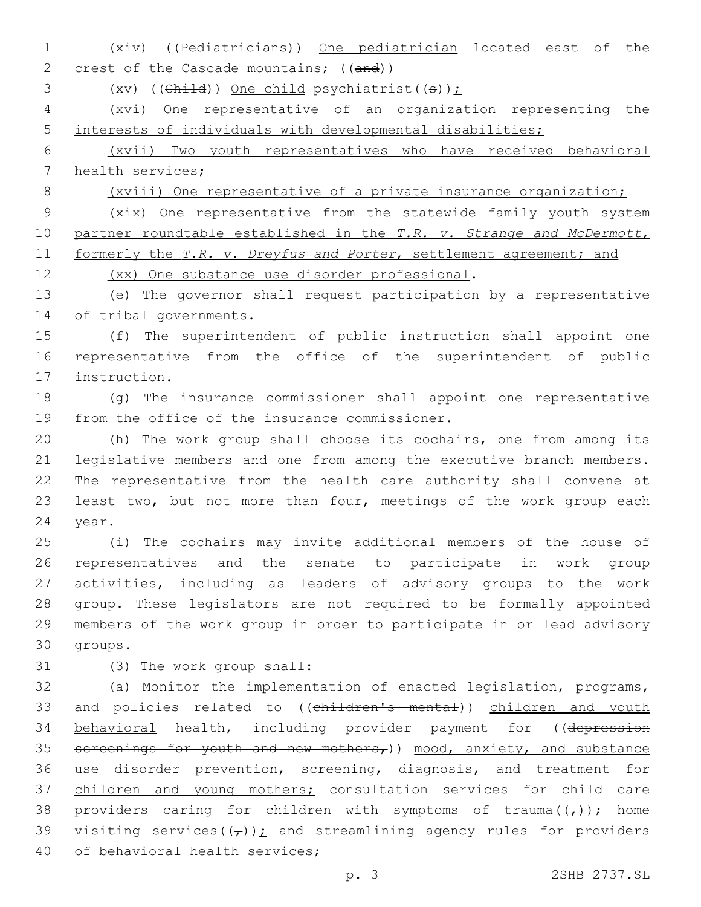(xiv) ((~~Pediatricians~~)) <u>One pediatrician</u> located east of the crest of the Cascade mountains; ((~~and~~))

(xv) ((~~Child~~)) <u>One child</u> psychiatrist((~~s~~))<u>;</u>

<u>(xvi) One representative of an organization representing the interests of individuals with developmental disabilities;</u>

<u>(xvii) Two youth representatives who have received behavioral health services;</u>

<u>(xviii) One representative of a private insurance organization;</u>

<u>(xix) One representative from the statewide family youth system partner roundtable established in the *T.R. v. Strange and McDermott*, formerly the *T.R. v. Dreyfus and Porter*, settlement agreement; and</u>

<u>(xx) One substance use disorder professional</u>.

(e) The governor shall request participation by a representative of tribal governments.

(f) The superintendent of public instruction shall appoint one representative from the office of the superintendent of public instruction.

(g) The insurance commissioner shall appoint one representative from the office of the insurance commissioner.

(h) The work group shall choose its cochairs, one from among its legislative members and one from among the executive branch members. The representative from the health care authority shall convene at least two, but not more than four, meetings of the work group each year.

(i) The cochairs may invite additional members of the house of representatives and the senate to participate in work group activities, including as leaders of advisory groups to the work group. These legislators are not required to be formally appointed members of the work group in order to participate in or lead advisory groups.

(3) The work group shall:

(a) Monitor the implementation of enacted legislation, programs, and policies related to ((~~children's mental~~)) <u>children and youth behavioral</u> health, including provider payment for ((~~depression screenings for youth and new mothers,~~)) <u>mood, anxiety, and substance use disorder prevention, screening, diagnosis, and treatment for children and young mothers;</u> consultation services for child care providers caring for children with symptoms of trauma((~~,~~))<u>;</u> home visiting services((~~,~~))<u>;</u> and streamlining agency rules for providers of behavioral health services;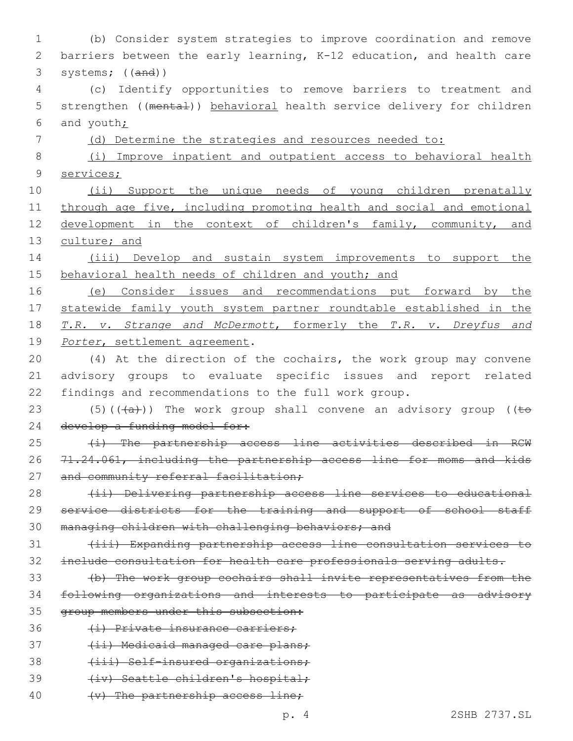(b) Consider system strategies to improve coordination and remove barriers between the early learning, K-12 education, and health care systems; ((~~and~~))

(c) Identify opportunities to remove barriers to treatment and strengthen ((~~mental~~)) behavioral health service delivery for children and youth;

(d) Determine the strategies and resources needed to:

(i) Improve inpatient and outpatient access to behavioral health services;

(ii) Support the unique needs of young children prenatally through age five, including promoting health and social and emotional development in the context of children's family, community, and culture; and

(iii) Develop and sustain system improvements to support the behavioral health needs of children and youth; and

(e) Consider issues and recommendations put forward by the statewide family youth system partner roundtable established in the *T.R. v. Strange and McDermott*, formerly the *T.R. v. Dreyfus and Porter*, settlement agreement.

(4) At the direction of the cochairs, the work group may convene advisory groups to evaluate specific issues and report related findings and recommendations to the full work group.

(5)((~~(a)~~)) The work group shall convene an advisory group ((~~to develop a funding model for:~~

~~(i) The partnership access line activities described in RCW 71.24.061, including the partnership access line for moms and kids and community referral facilitation;~~

~~(ii) Delivering partnership access line services to educational service districts for the training and support of school staff managing children with challenging behaviors; and~~

~~(iii) Expanding partnership access line consultation services to include consultation for health care professionals serving adults.~~

~~(b) The work group cochairs shall invite representatives from the following organizations and interests to participate as advisory group members under this subsection:~~

~~(i) Private insurance carriers;~~

~~(ii) Medicaid managed care plans;~~

~~(iii) Self-insured organizations;~~

~~(iv) Seattle children's hospital;~~

~~(v) The partnership access line;~~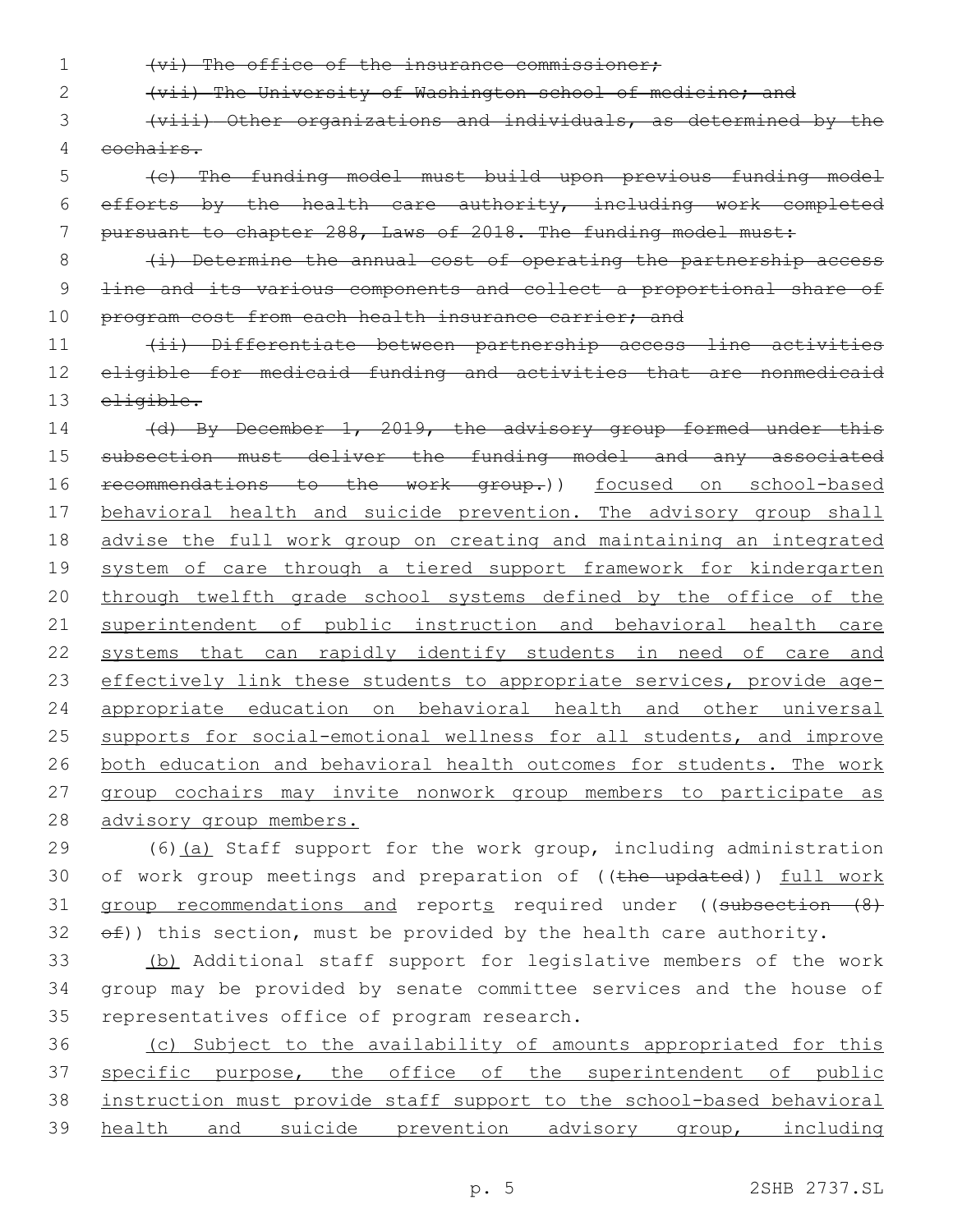~~(vi) The office of the insurance commissioner;~~

~~(vii) The University of Washington school of medicine; and~~

~~(viii) Other organizations and individuals, as determined by the cochairs.~~

~~(c) The funding model must build upon previous funding model efforts by the health care authority, including work completed pursuant to chapter 288, Laws of 2018. The funding model must:~~

~~(i) Determine the annual cost of operating the partnership access line and its various components and collect a proportional share of program cost from each health insurance carrier; and~~

~~(ii) Differentiate between partnership access line activities eligible for medicaid funding and activities that are nonmedicaid eligible.~~

~~(d) By December 1, 2019, the advisory group formed under this subsection must deliver the funding model and any associated recommendations to the work group.~~)) focused on school-based behavioral health and suicide prevention. The advisory group shall advise the full work group on creating and maintaining an integrated system of care through a tiered support framework for kindergarten through twelfth grade school systems defined by the office of the superintendent of public instruction and behavioral health care systems that can rapidly identify students in need of care and effectively link these students to appropriate services, provide age-appropriate education on behavioral health and other universal supports for social-emotional wellness for all students, and improve both education and behavioral health outcomes for students. The work group cochairs may invite nonwork group members to participate as advisory group members.

(6)(a) Staff support for the work group, including administration of work group meetings and preparation of ((~~the updated~~)) full work group recommendations and reports required under ((~~subsection (8) of~~)) this section, must be provided by the health care authority.

(b) Additional staff support for legislative members of the work group may be provided by senate committee services and the house of representatives office of program research.

(c) Subject to the availability of amounts appropriated for this specific purpose, the office of the superintendent of public instruction must provide staff support to the school-based behavioral health and suicide prevention advisory group, including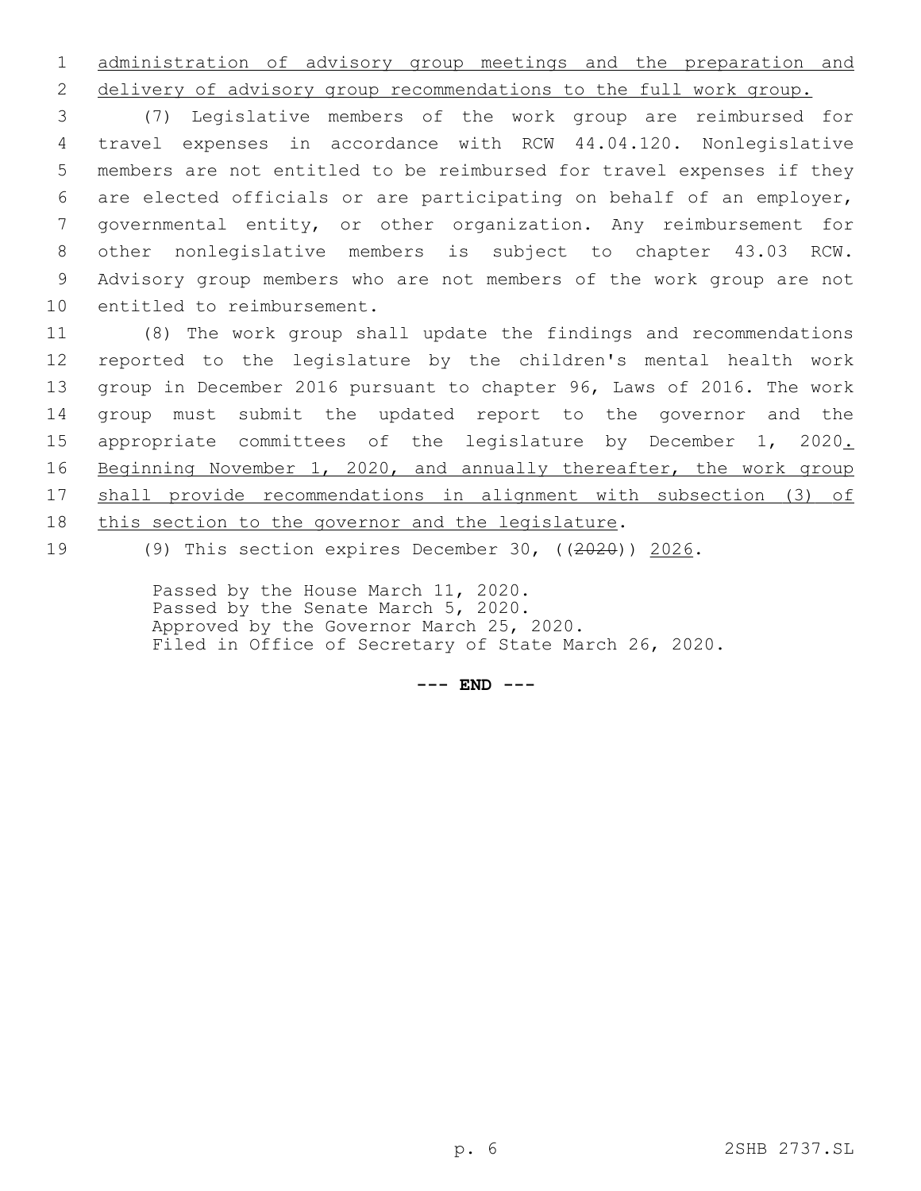administration of advisory group meetings and the preparation and delivery of advisory group recommendations to the full work group.

(7) Legislative members of the work group are reimbursed for travel expenses in accordance with RCW 44.04.120. Nonlegislative members are not entitled to be reimbursed for travel expenses if they are elected officials or are participating on behalf of an employer, governmental entity, or other organization. Any reimbursement for other nonlegislative members is subject to chapter 43.03 RCW. Advisory group members who are not members of the work group are not entitled to reimbursement.

(8) The work group shall update the findings and recommendations reported to the legislature by the children's mental health work group in December 2016 pursuant to chapter 96, Laws of 2016. The work group must submit the updated report to the governor and the appropriate committees of the legislature by December 1, 2020. Beginning November 1, 2020, and annually thereafter, the work group shall provide recommendations in alignment with subsection (3) of this section to the governor and the legislature.

(9) This section expires December 30, ((~~2020~~)) 2026.

Passed by the House March 11, 2020.
Passed by the Senate March 5, 2020.
Approved by the Governor March 25, 2020.
Filed in Office of Secretary of State March 26, 2020.

**--- END ---**